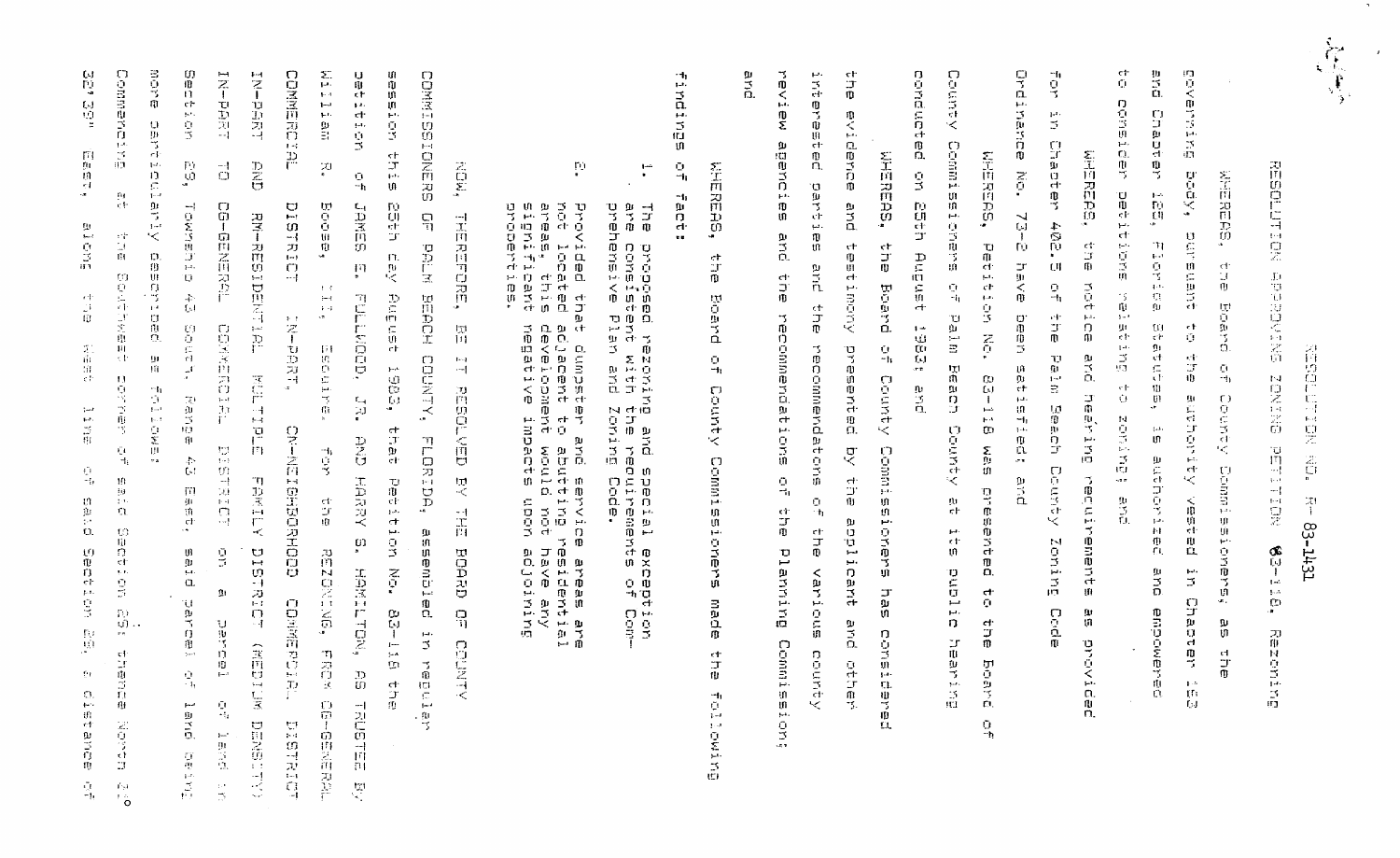RESOLUTION NO. R- 83-1431

RESOLUTION APPROVING ZONING PETITION 83-118, Rezoning

WHEREAS, the Board of County Commissioners, as the governing body, pursuant to the authority vested in Chapter 163 and Chapter 125, Florida Statutes, is authorized and empowered to consider petitions relating to zoning; and

WHEREAS, the notice and hearing requirements as provided for in Chapter 402.5 of the Palm Beach County Zoning Code Ordinance No. 73-2 have been satisfied; and

WHEREAS, Petition No. 83-118 was presented to the Board of County Commissioners of Palm Beach County at its public hearing conducted on 25th August 1983; and

WHEREAS, the Board of County Commissioners has considered the evidence and testimony presented by the applicant and other interested parties and the recommendatons of the various county review agencies and the recommendations of the Planning Commission; and

WHEREAS, the Board of County Commissioners made the following findings of fact:

1. The proposed rezoning and special exception are consistent with the requirements of Comprehensive Plan and Zoning Code.

2. Provided that dumpster and service areas are not located adjacent to abutting residential areas, this develoment would not have any significant negative impacts upon adjoining properties.

NOW, THEREFORE, BE IT RESOLVED BY THE BOARD OF COUNTY COMMISSIONERS OF PALM BEACH COUNTY, FLORIDA, assembled in regular session this 25th day August 1983, that Petition No. 83-118 the petition of JAMES E. FULLWOOD, JR. AND HARRY G. HAMILTON, AS TRUSTEE BY William R. Boose, III, Esquire, for the REZONING, FROM CG-GENERAL COMMERCIAL DISTRICT IN-PART, CN-NEIGHBORHOOD COMMERCIAL DISTRICT IN-PART AND RM-RESIDENTIAL MULTIPLE FAMILY DISTRICT (MEDIUM DENSITY) IN-PART TO CG-GENERAL COMMERCIAL DISTRICT on a parcel of land in Section 29, Township 43 South, Range 43 East, said parcel of land being more particularly described as follows:

Commencing at the Southwest corner of said Section 29; thence North 2° 32' 39" East, along the West line of said Section 29, a distance of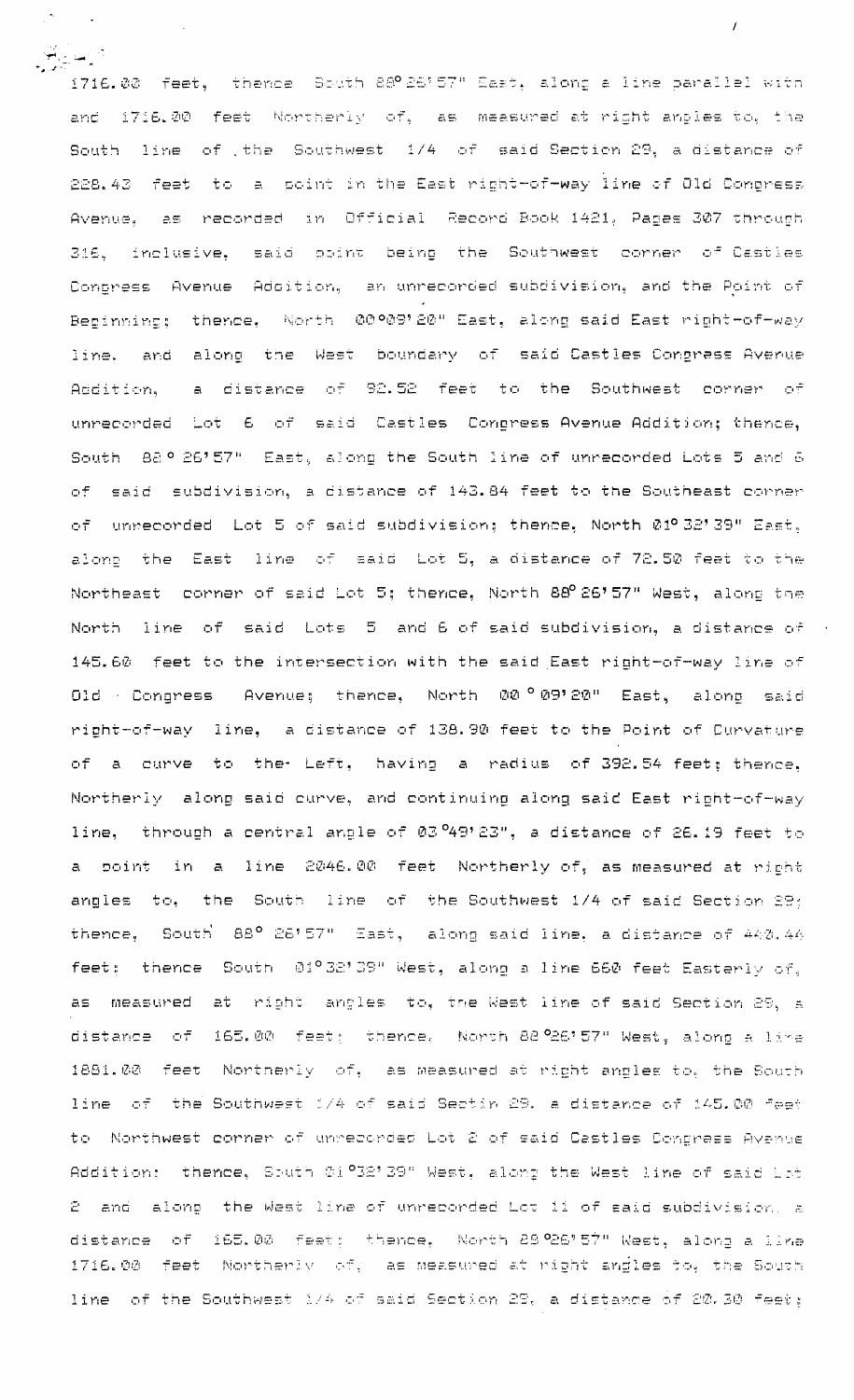1716.00 feet, thence South 88°26'57" East, along a line parallel with and 1716.00 feet Northerly of, as measured at right angles to, the South line of the Southwest 1/4 of said Section 29, a distance of 228.42 feet to a point in the East right-of-way line of Old Congress Avenue, as recorded in Official Record Book 1421, Pages 307 through 316, inclusive, said point being the Southwest corner of Castles Congress Avenue Addition, an unrecorded subdivision, and the Point of Beginning; thence, North 00°09'20" East, along said East right-of-way line, and along the West boundary of said Castles Congress Avenue Addition, a distance of 92.52 feet to the Southwest corner of unrecorded Lot 6 of said Castles Congress Avenue Addition; thence, South 88° 26'57" East, along the South line of unrecorded Lots 5 and 6 of said subdivision, a distance of 143.84 feet to the Southeast corner of unrecorded Lot 5 of said subdivision; thence, North 01°32'39" East, along the East line of said Lot 5, a distance of 72.50 feet to the Northeast corner of said Lot 5; thence, North 88°26'57" West, along the North line of said Lots 5 and 6 of said subdivision, a distance of 145.60 feet to the intersection with the said East right-of-way line of Old Congress Avenue; thence, North 00°09'20" East, along said right-of-way line, a distance of 138.90 feet to the Point of Curvature of a curve to the Left, having a radius of 392.54 feet; thence, Northerly along said curve, and continuing along said East right-of-way line, through a central angle of 03°49'23", a distance of 26.19 feet to a point in a line 2046.00 feet Northerly of, as measured at right angles to, the South line of the Southwest 1/4 of said Section 29; thence, South 88° 26'57" East, along said line, a distance of 440.44 feet; thence South 01°32'39" West, along a line 660 feet Easterly of, as measured at right angles to, the West line of said Section 29, a distance of 165.00 feet; thence, North 88°26'57" West, along a line 1881.00 feet Northerly of, as measured at right angles to, the South line of the Southwest 1/4 of said Sectin 29, a distance of 145.00 feet to Northwest corner of unrecorded Lot 2 of said Castles Congress Avenue Addition; thence, South 01°32'39" West, along the West line of said Lot 2 and along the West line of unrecorded Lot 11 of said subdivision, a distance of 165.00 feet; thence, North 88°26'57" West, along a line 1716.00 feet Northerly of, as measured at right angles to, the South line of the Southwest 1/4 of said Section 29, a distance of 20.30 feet;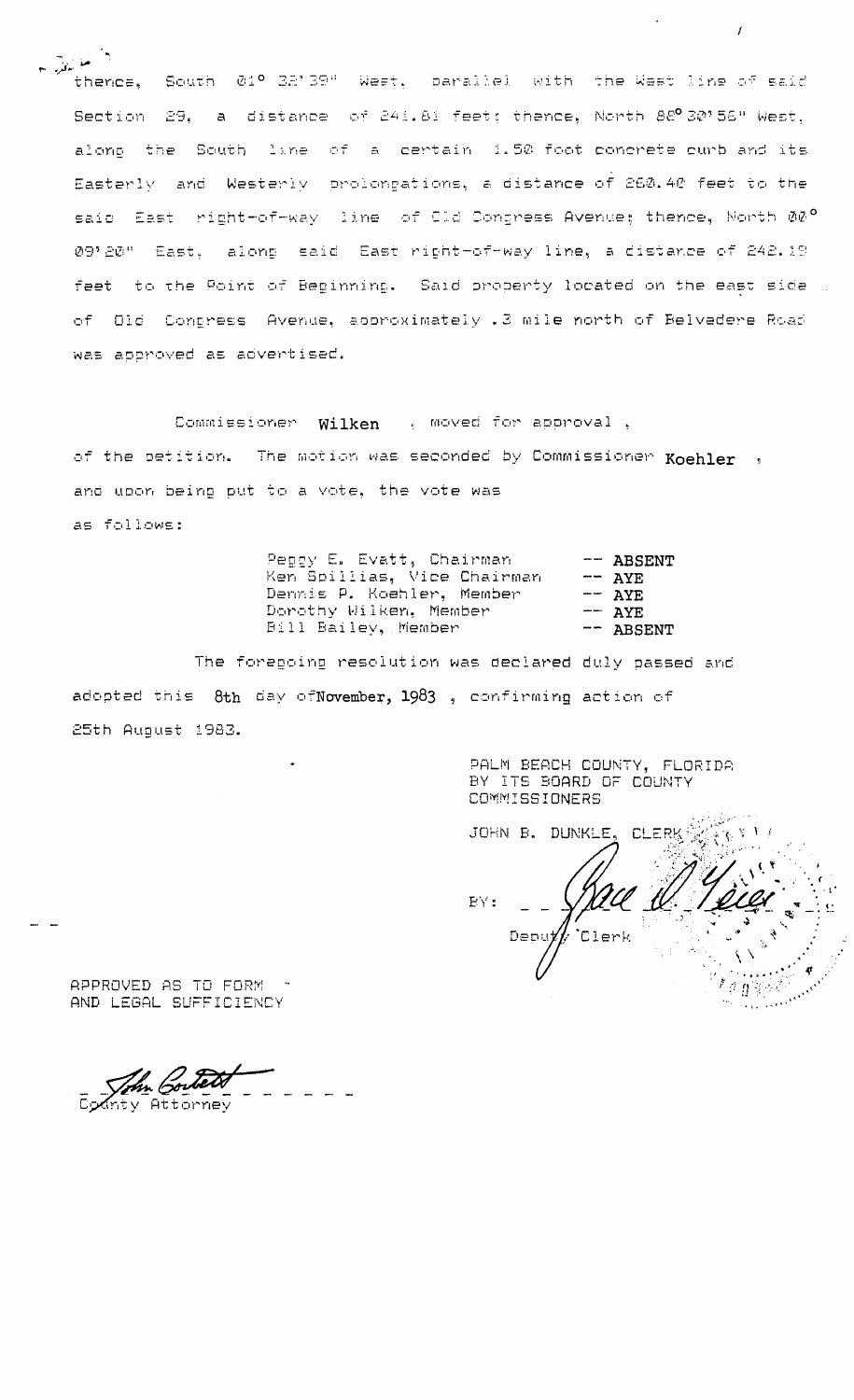thence, South 01° 32'39" West, parallel with the West line of said Section 29, a distance of 241.81 feet; thence, North 88° 30'56" West, along the South line of a certain 1.50 foot concrete curb and its Easterly and Westerly prolongations, a distance of 260.40 feet to the said East right-of-way line of Old Congress Avenue; thence, North 00° 09'20" East, along said East right-of-way line, a distance of 242.19 feet to the Point of Beginning. Said property located on the east side of Old Congress Avenue, approximately .3 mile north of Belvedere Road was approved as advertised.

Commissioner **Wilken**, moved for approval, of the petition. The motion was seconded by Commissioner **Koehler**, and upon being put to a vote, the vote was as follows:

| | |
|---|---|
| Peggy E. Evatt, Chairman | -- **ABSENT** |
| Ken Spillias, Vice Chairman | -- **AYE** |
| Dennis P. Koehler, Member | -- **AYE** |
| Dorothy Wilken, Member | -- **AYE** |
| Bill Bailey, Member | -- **ABSENT** |

The foregoing resolution was declared duly passed and adopted this **8th** day of **November, 1983**, confirming action of 25th August 1983.

PALM BEACH COUNTY, FLORIDA
BY ITS BOARD OF COUNTY
COMMISSIONERS

JOHN B. DUNKLE, CLERK

BY: ________________
Deputy Clerk

APPROVED AS TO FORM
AND LEGAL SUFFICIENCY

________________
County Attorney